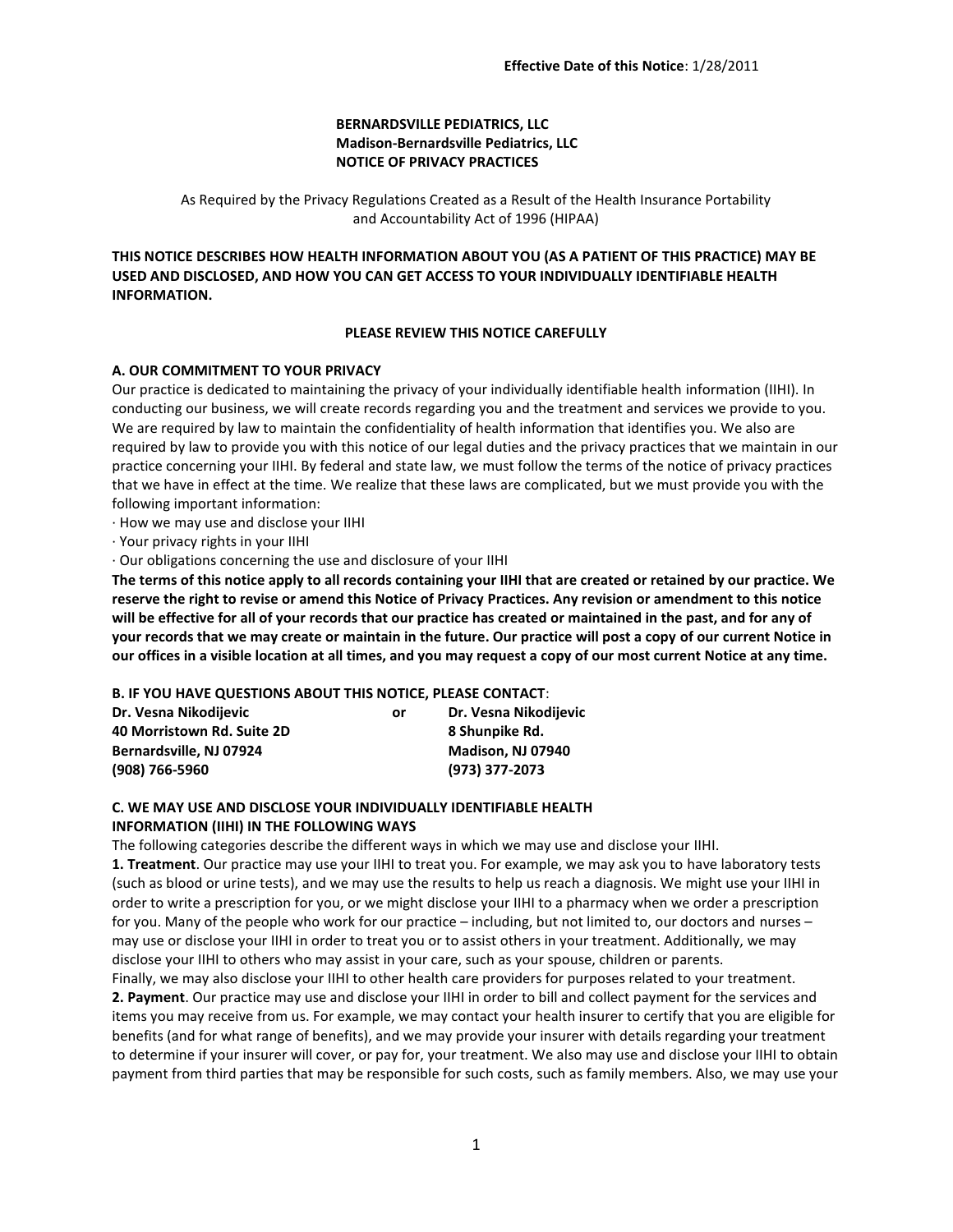**Effective Date of this Notice**: 1/28/2011

**BERNARDSVILLE PEDIATRICS, LLC**
**Madison-Bernardsville Pediatrics, LLC**
**NOTICE OF PRIVACY PRACTICES**

As Required by the Privacy Regulations Created as a Result of the Health Insurance Portability and Accountability Act of 1996 (HIPAA)

**THIS NOTICE DESCRIBES HOW HEALTH INFORMATION ABOUT YOU (AS A PATIENT OF THIS PRACTICE) MAY BE USED AND DISCLOSED, AND HOW YOU CAN GET ACCESS TO YOUR INDIVIDUALLY IDENTIFIABLE HEALTH INFORMATION.**

**PLEASE REVIEW THIS NOTICE CAREFULLY**

## A. OUR COMMITMENT TO YOUR PRIVACY

Our practice is dedicated to maintaining the privacy of your individually identifiable health information (IIHI). In conducting our business, we will create records regarding you and the treatment and services we provide to you. We are required by law to maintain the confidentiality of health information that identifies you. We also are required by law to provide you with this notice of our legal duties and the privacy practices that we maintain in our practice concerning your IIHI. By federal and state law, we must follow the terms of the notice of privacy practices that we have in effect at the time. We realize that these laws are complicated, but we must provide you with the following important information:

- How we may use and disclose your IIHI
- Your privacy rights in your IIHI
- Our obligations concerning the use and disclosure of your IIHI

**The terms of this notice apply to all records containing your IIHI that are created or retained by our practice. We reserve the right to revise or amend this Notice of Privacy Practices. Any revision or amendment to this notice will be effective for all of your records that our practice has created or maintained in the past, and for any of your records that we may create or maintain in the future. Our practice will post a copy of our current Notice in our offices in a visible location at all times, and you may request a copy of our most current Notice at any time.**

## B. IF YOU HAVE QUESTIONS ABOUT THIS NOTICE, PLEASE CONTACT:

**Dr. Vesna Nikodijevic**
**40 Morristown Rd. Suite 2D**
**Bernardsville, NJ 07924**
**(908) 766-5960**

**or**

**Dr. Vesna Nikodijevic**
**8 Shunpike Rd.**
**Madison, NJ 07940**
**(973) 377-2073**

## C. WE MAY USE AND DISCLOSE YOUR INDIVIDUALLY IDENTIFIABLE HEALTH INFORMATION (IIHI) IN THE FOLLOWING WAYS

The following categories describe the different ways in which we may use and disclose your IIHI.

**1. Treatment**. Our practice may use your IIHI to treat you. For example, we may ask you to have laboratory tests (such as blood or urine tests), and we may use the results to help us reach a diagnosis. We might use your IIHI in order to write a prescription for you, or we might disclose your IIHI to a pharmacy when we order a prescription for you. Many of the people who work for our practice – including, but not limited to, our doctors and nurses – may use or disclose your IIHI in order to treat you or to assist others in your treatment. Additionally, we may disclose your IIHI to others who may assist in your care, such as your spouse, children or parents.
Finally, we may also disclose your IIHI to other health care providers for purposes related to your treatment.

**2. Payment**. Our practice may use and disclose your IIHI in order to bill and collect payment for the services and items you may receive from us. For example, we may contact your health insurer to certify that you are eligible for benefits (and for what range of benefits), and we may provide your insurer with details regarding your treatment to determine if your insurer will cover, or pay for, your treatment. We also may use and disclose your IIHI to obtain payment from third parties that may be responsible for such costs, such as family members. Also, we may use your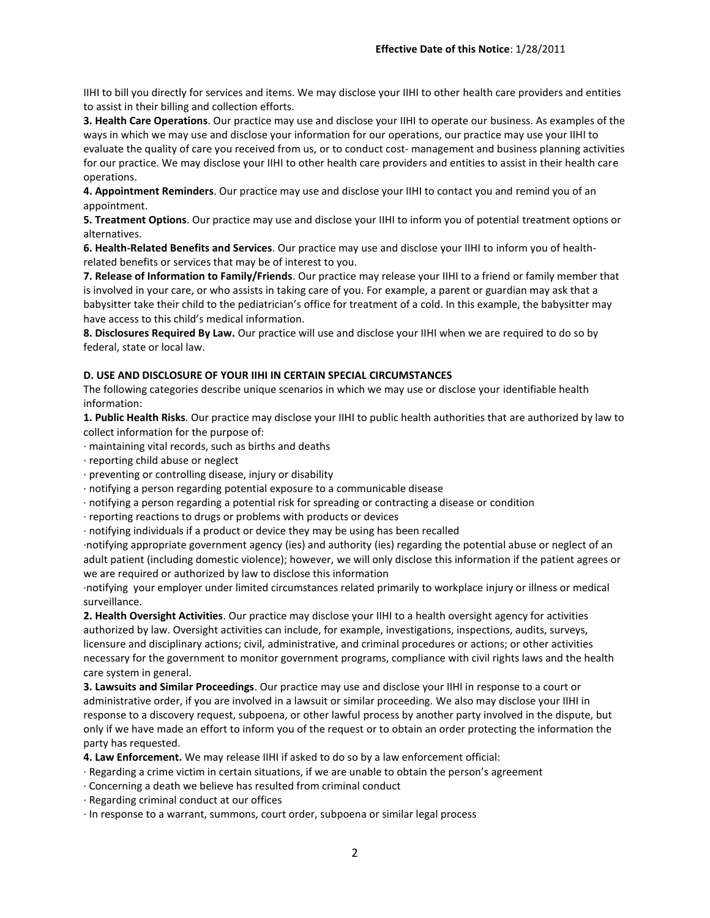IIHI to bill you directly for services and items. We may disclose your IIHI to other health care providers and entities to assist in their billing and collection efforts.

**3. Health Care Operations**. Our practice may use and disclose your IIHI to operate our business. As examples of the ways in which we may use and disclose your information for our operations, our practice may use your IIHI to evaluate the quality of care you received from us, or to conduct cost- management and business planning activities for our practice. We may disclose your IIHI to other health care providers and entities to assist in their health care operations.

**4. Appointment Reminders**. Our practice may use and disclose your IIHI to contact you and remind you of an appointment.

**5. Treatment Options**. Our practice may use and disclose your IIHI to inform you of potential treatment options or alternatives.

**6. Health-Related Benefits and Services**. Our practice may use and disclose your IIHI to inform you of health-related benefits or services that may be of interest to you.

**7. Release of Information to Family/Friends**. Our practice may release your IIHI to a friend or family member that is involved in your care, or who assists in taking care of you. For example, a parent or guardian may ask that a babysitter take their child to the pediatrician's office for treatment of a cold. In this example, the babysitter may have access to this child's medical information.

**8. Disclosures Required By Law.** Our practice will use and disclose your IIHI when we are required to do so by federal, state or local law.

**D. USE AND DISCLOSURE OF YOUR IIHI IN CERTAIN SPECIAL CIRCUMSTANCES**

The following categories describe unique scenarios in which we may use or disclose your identifiable health information:

**1. Public Health Risks**. Our practice may disclose your IIHI to public health authorities that are authorized by law to collect information for the purpose of:

· maintaining vital records, such as births and deaths
· reporting child abuse or neglect
· preventing or controlling disease, injury or disability
· notifying a person regarding potential exposure to a communicable disease
· notifying a person regarding a potential risk for spreading or contracting a disease or condition
· reporting reactions to drugs or problems with products or devices
· notifying individuals if a product or device they may be using has been recalled
·notifying appropriate government agency (ies) and authority (ies) regarding the potential abuse or neglect of an adult patient (including domestic violence); however, we will only disclose this information if the patient agrees or we are required or authorized by law to disclose this information
·notifying your employer under limited circumstances related primarily to workplace injury or illness or medical surveillance.

**2. Health Oversight Activities**. Our practice may disclose your IIHI to a health oversight agency for activities authorized by law. Oversight activities can include, for example, investigations, inspections, audits, surveys, licensure and disciplinary actions; civil, administrative, and criminal procedures or actions; or other activities necessary for the government to monitor government programs, compliance with civil rights laws and the health care system in general.

**3. Lawsuits and Similar Proceedings**. Our practice may use and disclose your IIHI in response to a court or administrative order, if you are involved in a lawsuit or similar proceeding. We also may disclose your IIHI in response to a discovery request, subpoena, or other lawful process by another party involved in the dispute, but only if we have made an effort to inform you of the request or to obtain an order protecting the information the party has requested.

**4. Law Enforcement.** We may release IIHI if asked to do so by a law enforcement official:

· Regarding a crime victim in certain situations, if we are unable to obtain the person's agreement
· Concerning a death we believe has resulted from criminal conduct
· Regarding criminal conduct at our offices
· In response to a warrant, summons, court order, subpoena or similar legal process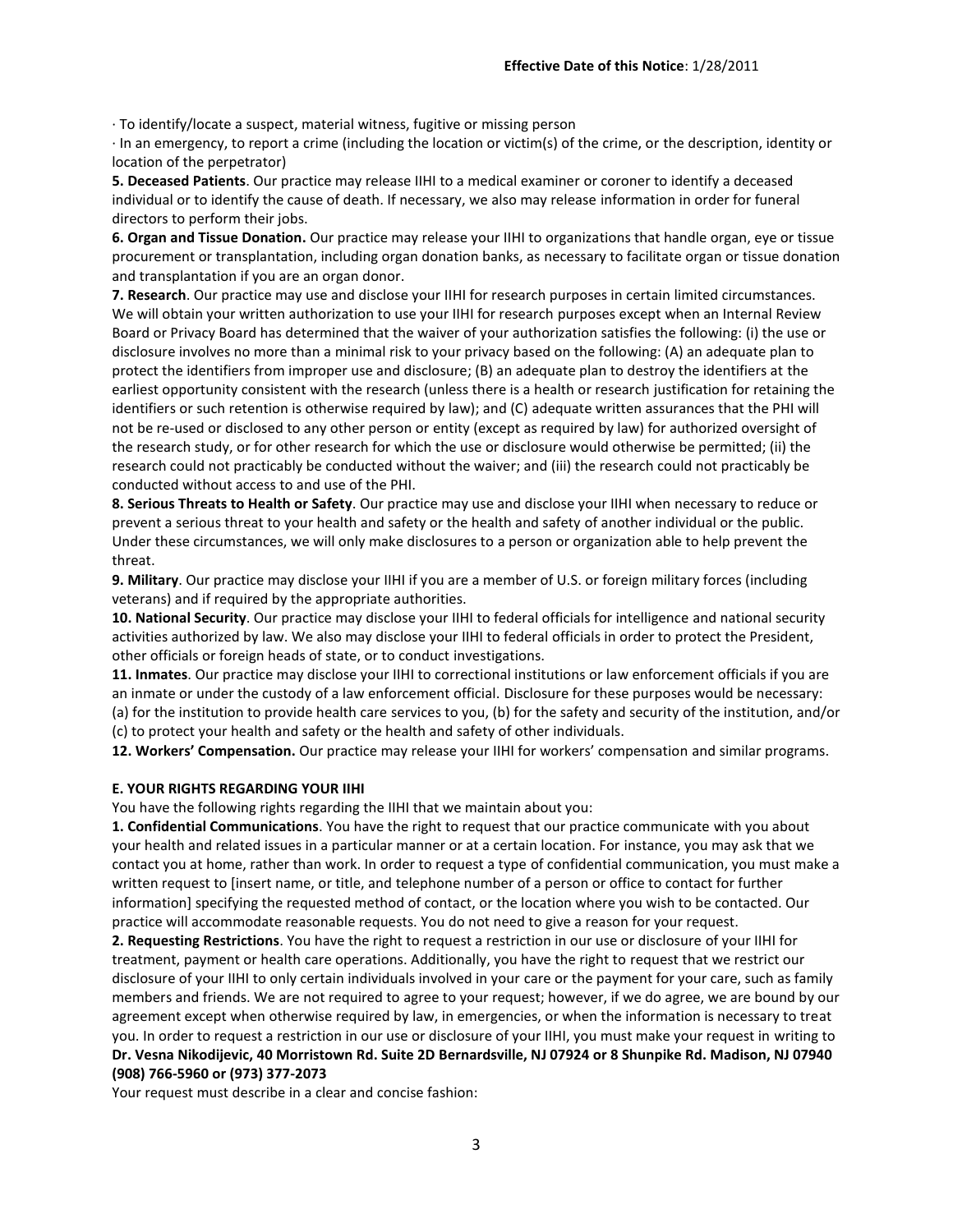· To identify/locate a suspect, material witness, fugitive or missing person

· In an emergency, to report a crime (including the location or victim(s) of the crime, or the description, identity or location of the perpetrator)

**5. Deceased Patients**. Our practice may release IIHI to a medical examiner or coroner to identify a deceased individual or to identify the cause of death. If necessary, we also may release information in order for funeral directors to perform their jobs.

**6. Organ and Tissue Donation.** Our practice may release your IIHI to organizations that handle organ, eye or tissue procurement or transplantation, including organ donation banks, as necessary to facilitate organ or tissue donation and transplantation if you are an organ donor.

**7. Research**. Our practice may use and disclose your IIHI for research purposes in certain limited circumstances. We will obtain your written authorization to use your IIHI for research purposes except when an Internal Review Board or Privacy Board has determined that the waiver of your authorization satisfies the following: (i) the use or disclosure involves no more than a minimal risk to your privacy based on the following: (A) an adequate plan to protect the identifiers from improper use and disclosure; (B) an adequate plan to destroy the identifiers at the earliest opportunity consistent with the research (unless there is a health or research justification for retaining the identifiers or such retention is otherwise required by law); and (C) adequate written assurances that the PHI will not be re-used or disclosed to any other person or entity (except as required by law) for authorized oversight of the research study, or for other research for which the use or disclosure would otherwise be permitted; (ii) the research could not practicably be conducted without the waiver; and (iii) the research could not practicably be conducted without access to and use of the PHI.

**8. Serious Threats to Health or Safety**. Our practice may use and disclose your IIHI when necessary to reduce or prevent a serious threat to your health and safety or the health and safety of another individual or the public. Under these circumstances, we will only make disclosures to a person or organization able to help prevent the threat.

**9. Military**. Our practice may disclose your IIHI if you are a member of U.S. or foreign military forces (including veterans) and if required by the appropriate authorities.

**10. National Security**. Our practice may disclose your IIHI to federal officials for intelligence and national security activities authorized by law. We also may disclose your IIHI to federal officials in order to protect the President, other officials or foreign heads of state, or to conduct investigations.

**11. Inmates**. Our practice may disclose your IIHI to correctional institutions or law enforcement officials if you are an inmate or under the custody of a law enforcement official. Disclosure for these purposes would be necessary: (a) for the institution to provide health care services to you, (b) for the safety and security of the institution, and/or (c) to protect your health and safety or the health and safety of other individuals.

**12. Workers' Compensation.** Our practice may release your IIHI for workers' compensation and similar programs.

**E. YOUR RIGHTS REGARDING YOUR IIHI**

You have the following rights regarding the IIHI that we maintain about you:

**1. Confidential Communications**. You have the right to request that our practice communicate with you about your health and related issues in a particular manner or at a certain location. For instance, you may ask that we contact you at home, rather than work. In order to request a type of confidential communication, you must make a written request to [insert name, or title, and telephone number of a person or office to contact for further information] specifying the requested method of contact, or the location where you wish to be contacted. Our practice will accommodate reasonable requests. You do not need to give a reason for your request.

**2. Requesting Restrictions**. You have the right to request a restriction in our use or disclosure of your IIHI for treatment, payment or health care operations. Additionally, you have the right to request that we restrict our disclosure of your IIHI to only certain individuals involved in your care or the payment for your care, such as family members and friends. We are not required to agree to your request; however, if we do agree, we are bound by our agreement except when otherwise required by law, in emergencies, or when the information is necessary to treat you. In order to request a restriction in our use or disclosure of your IIHI, you must make your request in writing to **Dr. Vesna Nikodijevic, 40 Morristown Rd. Suite 2D Bernardsville, NJ 07924 or 8 Shunpike Rd. Madison, NJ 07940 (908) 766-5960 or (973) 377-2073**

Your request must describe in a clear and concise fashion: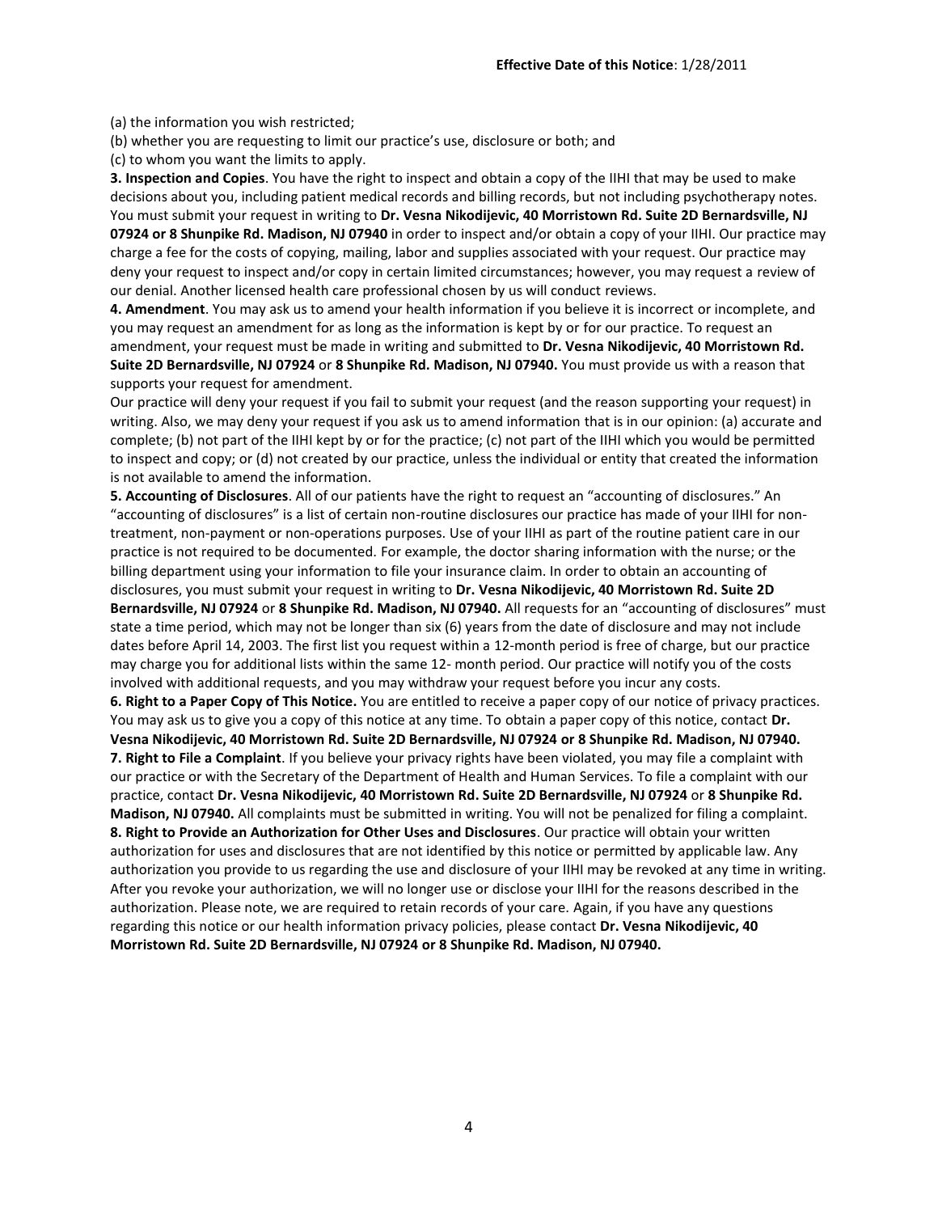**Effective Date of this Notice**: 1/28/2011

(a) the information you wish restricted;
(b) whether you are requesting to limit our practice's use, disclosure or both; and
(c) to whom you want the limits to apply.

**3. Inspection and Copies**. You have the right to inspect and obtain a copy of the IIHI that may be used to make decisions about you, including patient medical records and billing records, but not including psychotherapy notes. You must submit your request in writing to **Dr. Vesna Nikodijevic, 40 Morristown Rd. Suite 2D Bernardsville, NJ 07924 or 8 Shunpike Rd. Madison, NJ 07940** in order to inspect and/or obtain a copy of your IIHI. Our practice may charge a fee for the costs of copying, mailing, labor and supplies associated with your request. Our practice may deny your request to inspect and/or copy in certain limited circumstances; however, you may request a review of our denial. Another licensed health care professional chosen by us will conduct reviews.

**4. Amendment**. You may ask us to amend your health information if you believe it is incorrect or incomplete, and you may request an amendment for as long as the information is kept by or for our practice. To request an amendment, your request must be made in writing and submitted to **Dr. Vesna Nikodijevic, 40 Morristown Rd. Suite 2D Bernardsville, NJ 07924** or **8 Shunpike Rd. Madison, NJ 07940.** You must provide us with a reason that supports your request for amendment.

Our practice will deny your request if you fail to submit your request (and the reason supporting your request) in writing. Also, we may deny your request if you ask us to amend information that is in our opinion: (a) accurate and complete; (b) not part of the IIHI kept by or for the practice; (c) not part of the IIHI which you would be permitted to inspect and copy; or (d) not created by our practice, unless the individual or entity that created the information is not available to amend the information.

**5. Accounting of Disclosures**. All of our patients have the right to request an "accounting of disclosures." An "accounting of disclosures" is a list of certain non-routine disclosures our practice has made of your IIHI for non-treatment, non-payment or non-operations purposes. Use of your IIHI as part of the routine patient care in our practice is not required to be documented. For example, the doctor sharing information with the nurse; or the billing department using your information to file your insurance claim. In order to obtain an accounting of disclosures, you must submit your request in writing to **Dr. Vesna Nikodijevic, 40 Morristown Rd. Suite 2D Bernardsville, NJ 07924** or **8 Shunpike Rd. Madison, NJ 07940.** All requests for an "accounting of disclosures" must state a time period, which may not be longer than six (6) years from the date of disclosure and may not include dates before April 14, 2003. The first list you request within a 12-month period is free of charge, but our practice may charge you for additional lists within the same 12- month period. Our practice will notify you of the costs involved with additional requests, and you may withdraw your request before you incur any costs.

**6. Right to a Paper Copy of This Notice.** You are entitled to receive a paper copy of our notice of privacy practices. You may ask us to give you a copy of this notice at any time. To obtain a paper copy of this notice, contact **Dr. Vesna Nikodijevic, 40 Morristown Rd. Suite 2D Bernardsville, NJ 07924 or 8 Shunpike Rd. Madison, NJ 07940.**

**7. Right to File a Complaint**. If you believe your privacy rights have been violated, you may file a complaint with our practice or with the Secretary of the Department of Health and Human Services. To file a complaint with our practice, contact **Dr. Vesna Nikodijevic, 40 Morristown Rd. Suite 2D Bernardsville, NJ 07924** or **8 Shunpike Rd. Madison, NJ 07940.** All complaints must be submitted in writing. You will not be penalized for filing a complaint.

**8. Right to Provide an Authorization for Other Uses and Disclosures**. Our practice will obtain your written authorization for uses and disclosures that are not identified by this notice or permitted by applicable law. Any authorization you provide to us regarding the use and disclosure of your IIHI may be revoked at any time in writing. After you revoke your authorization, we will no longer use or disclose your IIHI for the reasons described in the authorization. Please note, we are required to retain records of your care. Again, if you have any questions regarding this notice or our health information privacy policies, please contact **Dr. Vesna Nikodijevic, 40 Morristown Rd. Suite 2D Bernardsville, NJ 07924 or 8 Shunpike Rd. Madison, NJ 07940.**